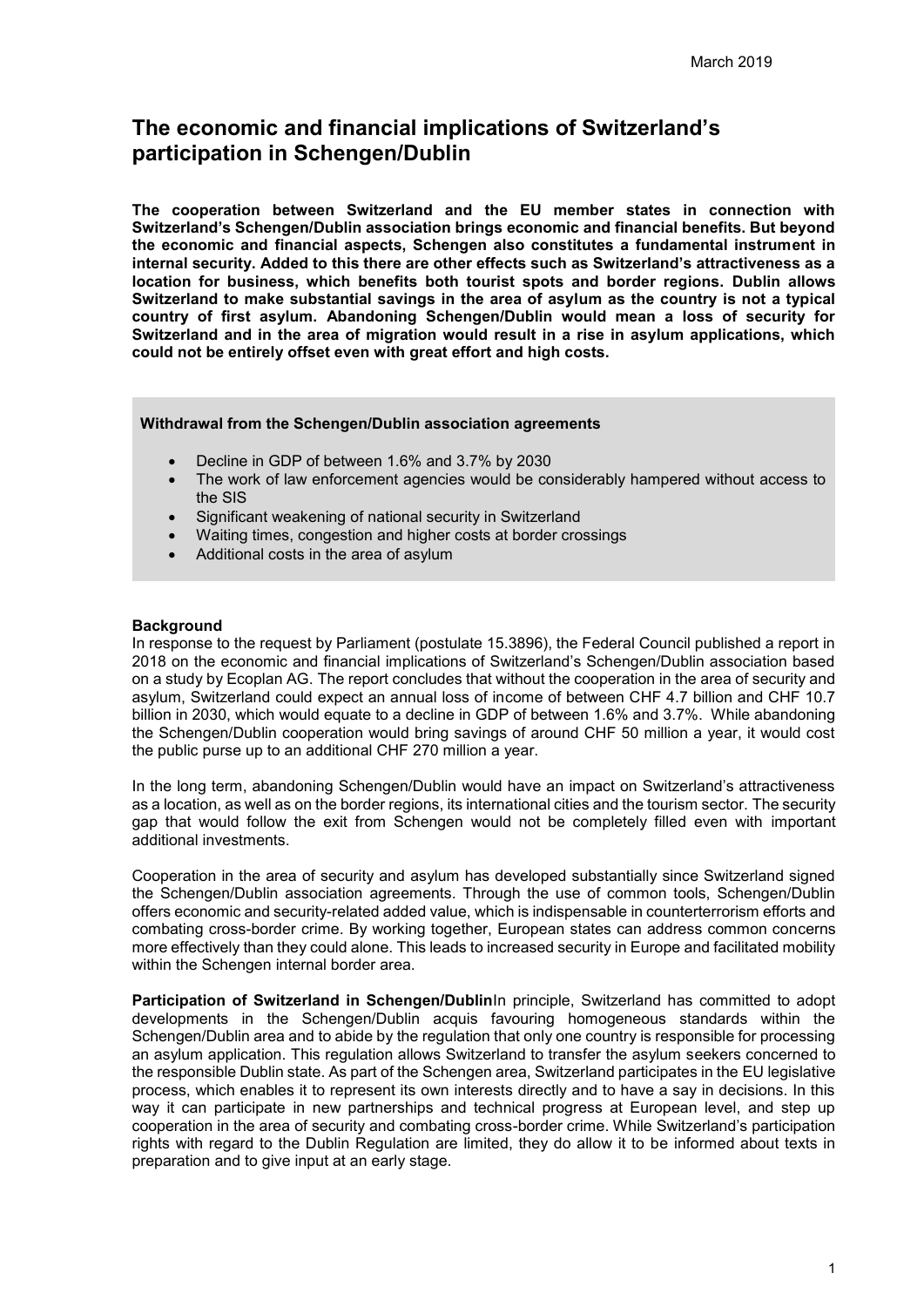March 2019

# The economic and financial implications of Switzerland's participation in Schengen/Dublin

**The cooperation between Switzerland and the EU member states in connection with Switzerland's Schengen/Dublin association brings economic and financial benefits. But beyond the economic and financial aspects, Schengen also constitutes a fundamental instrument in internal security. Added to this there are other effects such as Switzerland's attractiveness as a location for business, which benefits both tourist spots and border regions. Dublin allows Switzerland to make substantial savings in the area of asylum as the country is not a typical country of first asylum. Abandoning Schengen/Dublin would mean a loss of security for Switzerland and in the area of migration would result in a rise in asylum applications, which could not be entirely offset even with great effort and high costs.**

**Withdrawal from the Schengen/Dublin association agreements**

- Decline in GDP of between 1.6% and 3.7% by 2030
- The work of law enforcement agencies would be considerably hampered without access to the SIS
- Significant weakening of national security in Switzerland
- Waiting times, congestion and higher costs at border crossings
- Additional costs in the area of asylum

**Background**

In response to the request by Parliament (postulate 15.3896), the Federal Council published a report in 2018 on the economic and financial implications of Switzerland's Schengen/Dublin association based on a study by Ecoplan AG. The report concludes that without the cooperation in the area of security and asylum, Switzerland could expect an annual loss of income of between CHF 4.7 billion and CHF 10.7 billion in 2030, which would equate to a decline in GDP of between 1.6% and 3.7%. While abandoning the Schengen/Dublin cooperation would bring savings of around CHF 50 million a year, it would cost the public purse up to an additional CHF 270 million a year.

In the long term, abandoning Schengen/Dublin would have an impact on Switzerland's attractiveness as a location, as well as on the border regions, its international cities and the tourism sector. The security gap that would follow the exit from Schengen would not be completely filled even with important additional investments.

Cooperation in the area of security and asylum has developed substantially since Switzerland signed the Schengen/Dublin association agreements. Through the use of common tools, Schengen/Dublin offers economic and security-related added value, which is indispensable in counterterrorism efforts and combating cross-border crime. By working together, European states can address common concerns more effectively than they could alone. This leads to increased security in Europe and facilitated mobility within the Schengen internal border area.

**Participation of Switzerland in Schengen/Dublin**In principle, Switzerland has committed to adopt developments in the Schengen/Dublin acquis favouring homogeneous standards within the Schengen/Dublin area and to abide by the regulation that only one country is responsible for processing an asylum application. This regulation allows Switzerland to transfer the asylum seekers concerned to the responsible Dublin state. As part of the Schengen area, Switzerland participates in the EU legislative process, which enables it to represent its own interests directly and to have a say in decisions. In this way it can participate in new partnerships and technical progress at European level, and step up cooperation in the area of security and combating cross-border crime. While Switzerland's participation rights with regard to the Dublin Regulation are limited, they do allow it to be informed about texts in preparation and to give input at an early stage.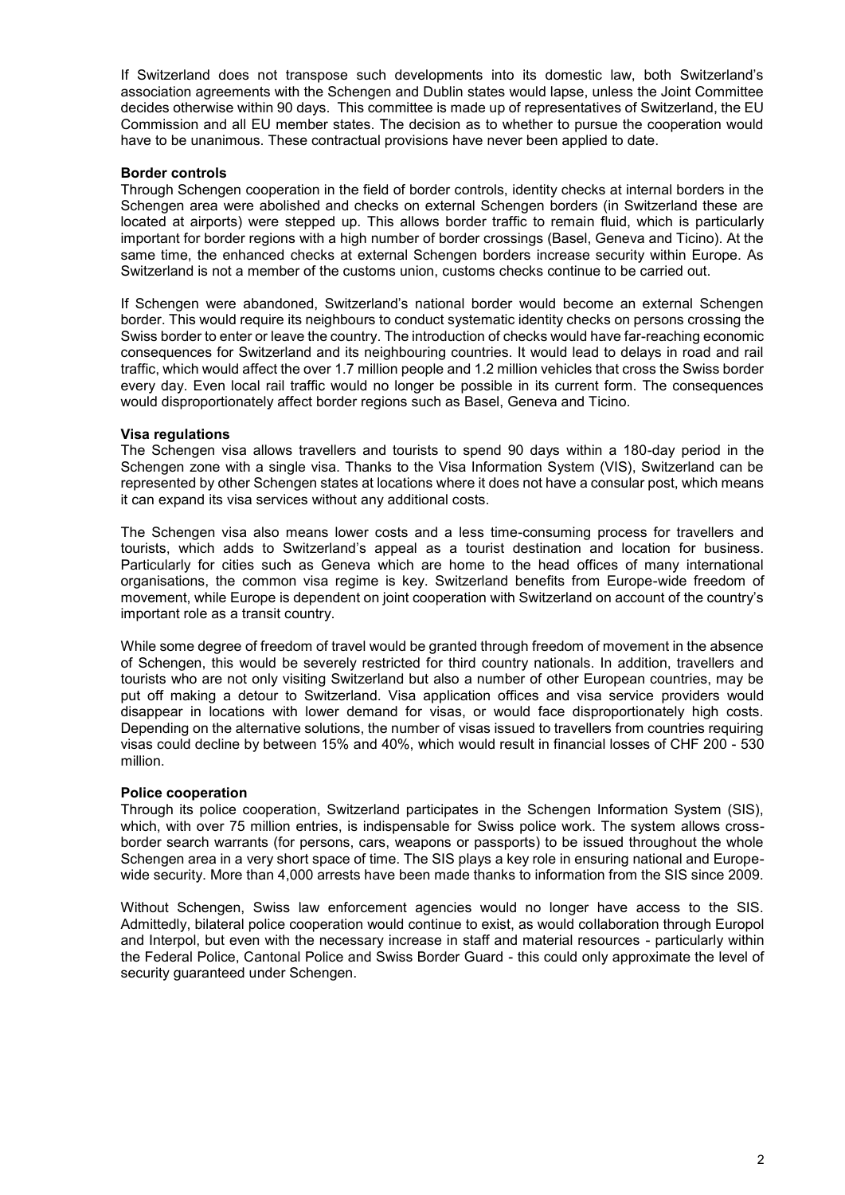If Switzerland does not transpose such developments into its domestic law, both Switzerland's association agreements with the Schengen and Dublin states would lapse, unless the Joint Committee decides otherwise within 90 days. This committee is made up of representatives of Switzerland, the EU Commission and all EU member states. The decision as to whether to pursue the cooperation would have to be unanimous. These contractual provisions have never been applied to date.

**Border controls**

Through Schengen cooperation in the field of border controls, identity checks at internal borders in the Schengen area were abolished and checks on external Schengen borders (in Switzerland these are located at airports) were stepped up. This allows border traffic to remain fluid, which is particularly important for border regions with a high number of border crossings (Basel, Geneva and Ticino). At the same time, the enhanced checks at external Schengen borders increase security within Europe. As Switzerland is not a member of the customs union, customs checks continue to be carried out.

If Schengen were abandoned, Switzerland's national border would become an external Schengen border. This would require its neighbours to conduct systematic identity checks on persons crossing the Swiss border to enter or leave the country. The introduction of checks would have far-reaching economic consequences for Switzerland and its neighbouring countries. It would lead to delays in road and rail traffic, which would affect the over 1.7 million people and 1.2 million vehicles that cross the Swiss border every day. Even local rail traffic would no longer be possible in its current form. The consequences would disproportionately affect border regions such as Basel, Geneva and Ticino.

**Visa regulations**

The Schengen visa allows travellers and tourists to spend 90 days within a 180-day period in the Schengen zone with a single visa. Thanks to the Visa Information System (VIS), Switzerland can be represented by other Schengen states at locations where it does not have a consular post, which means it can expand its visa services without any additional costs.

The Schengen visa also means lower costs and a less time-consuming process for travellers and tourists, which adds to Switzerland's appeal as a tourist destination and location for business. Particularly for cities such as Geneva which are home to the head offices of many international organisations, the common visa regime is key. Switzerland benefits from Europe-wide freedom of movement, while Europe is dependent on joint cooperation with Switzerland on account of the country's important role as a transit country.

While some degree of freedom of travel would be granted through freedom of movement in the absence of Schengen, this would be severely restricted for third country nationals. In addition, travellers and tourists who are not only visiting Switzerland but also a number of other European countries, may be put off making a detour to Switzerland. Visa application offices and visa service providers would disappear in locations with lower demand for visas, or would face disproportionately high costs. Depending on the alternative solutions, the number of visas issued to travellers from countries requiring visas could decline by between 15% and 40%, which would result in financial losses of CHF 200 - 530 million.

**Police cooperation**

Through its police cooperation, Switzerland participates in the Schengen Information System (SIS), which, with over 75 million entries, is indispensable for Swiss police work. The system allows cross-border search warrants (for persons, cars, weapons or passports) to be issued throughout the whole Schengen area in a very short space of time. The SIS plays a key role in ensuring national and Europe-wide security. More than 4,000 arrests have been made thanks to information from the SIS since 2009.

Without Schengen, Swiss law enforcement agencies would no longer have access to the SIS. Admittedly, bilateral police cooperation would continue to exist, as would collaboration through Europol and Interpol, but even with the necessary increase in staff and material resources - particularly within the Federal Police, Cantonal Police and Swiss Border Guard - this could only approximate the level of security guaranteed under Schengen.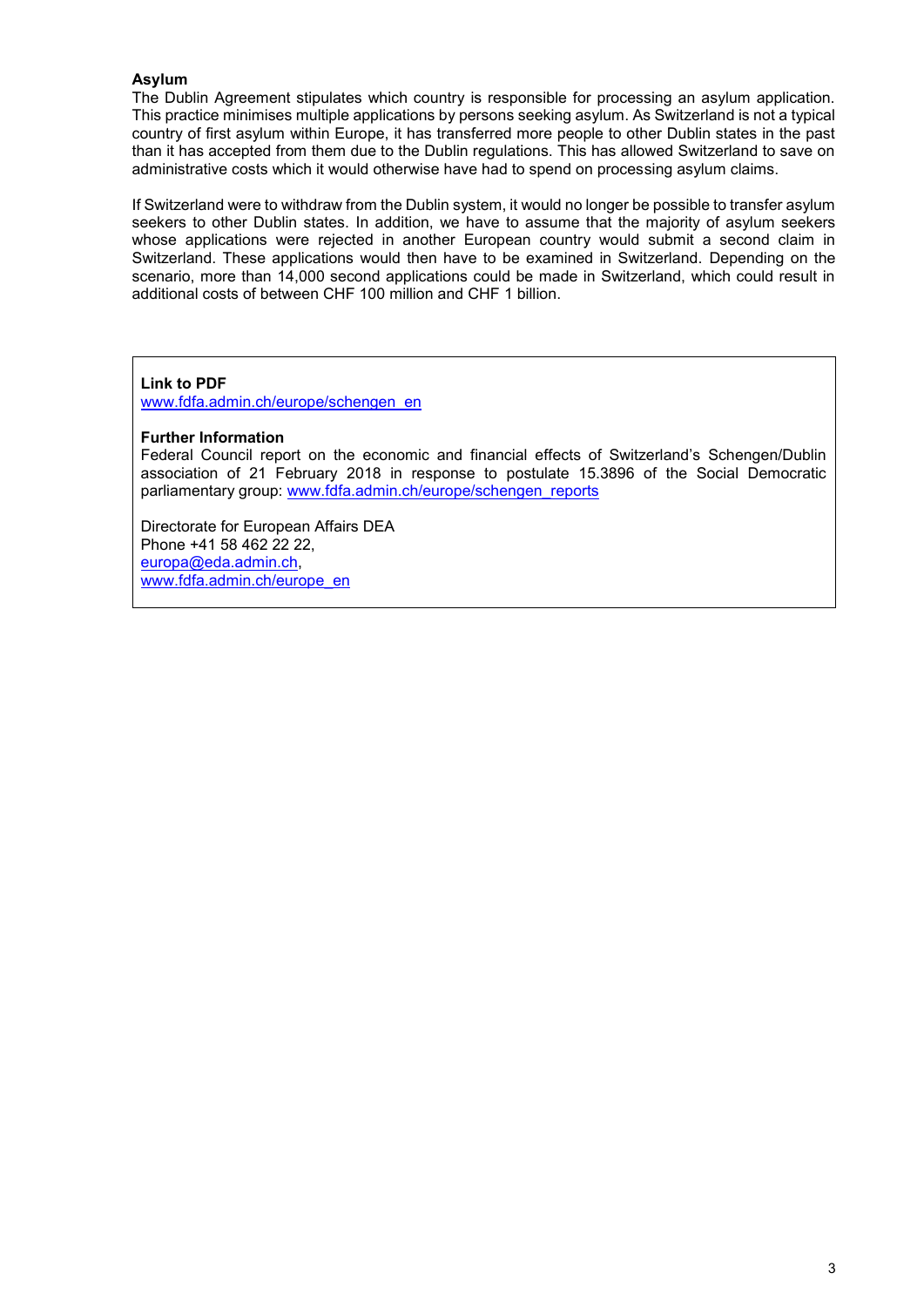**Asylum**

The Dublin Agreement stipulates which country is responsible for processing an asylum application. This practice minimises multiple applications by persons seeking asylum. As Switzerland is not a typical country of first asylum within Europe, it has transferred more people to other Dublin states in the past than it has accepted from them due to the Dublin regulations. This has allowed Switzerland to save on administrative costs which it would otherwise have had to spend on processing asylum claims.

If Switzerland were to withdraw from the Dublin system, it would no longer be possible to transfer asylum seekers to other Dublin states. In addition, we have to assume that the majority of asylum seekers whose applications were rejected in another European country would submit a second claim in Switzerland. These applications would then have to be examined in Switzerland. Depending on the scenario, more than 14,000 second applications could be made in Switzerland, which could result in additional costs of between CHF 100 million and CHF 1 billion.

**Link to PDF**
www.fdfa.admin.ch/europe/schengen_en

**Further Information**
Federal Council report on the economic and financial effects of Switzerland's Schengen/Dublin association of 21 February 2018 in response to postulate 15.3896 of the Social Democratic parliamentary group: www.fdfa.admin.ch/europe/schengen_reports

Directorate for European Affairs DEA
Phone +41 58 462 22 22,
europa@eda.admin.ch,
www.fdfa.admin.ch/europe_en